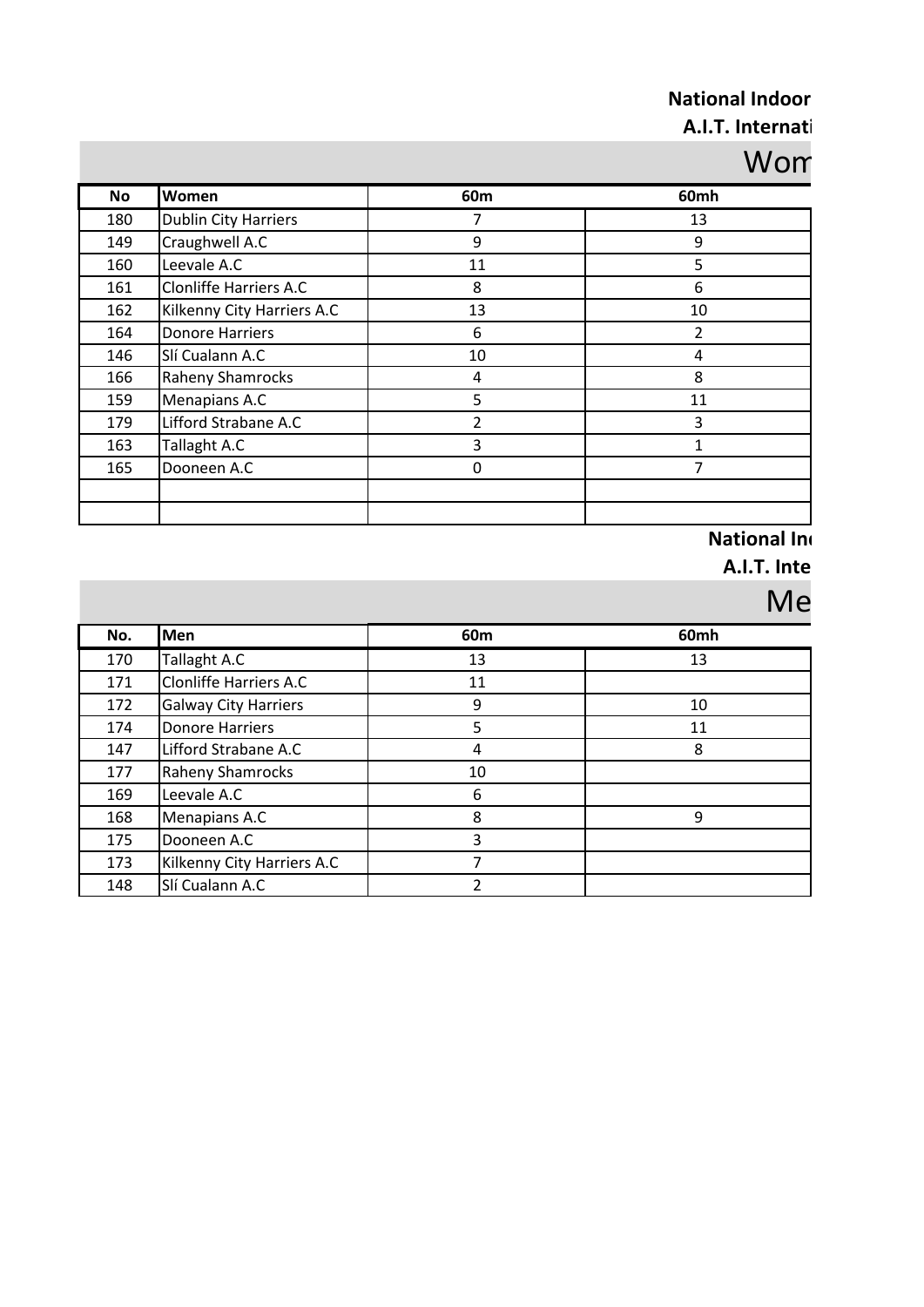**National Indoor**

**A.I.T. Internati**

## Wom

| No | Women | 60m | 60mh |
|---|---|---|---|
| 180 | Dublin City Harriers | 7 | 13 |
| 149 | Craughwell A.C | 9 | 9 |
| 160 | Leevale A.C | 11 | 5 |
| 161 | Clonliffe Harriers A.C | 8 | 6 |
| 162 | Kilkenny City Harriers A.C | 13 | 10 |
| 164 | Donore Harriers | 6 | 2 |
| 146 | Slí Cualann A.C | 10 | 4 |
| 166 | Raheny Shamrocks | 4 | 8 |
| 159 | Menapians A.C | 5 | 11 |
| 179 | Lifford Strabane A.C | 2 | 3 |
| 163 | Tallaght A.C | 3 | 1 |
| 165 | Dooneen A.C | 0 | 7 |
| | | | |
| | | | |

**National In**

**A.I.T. Inte**

## Me

| No. | Men | 60m | 60mh |
|---|---|---|---|
| 170 | Tallaght A.C | 13 | 13 |
| 171 | Clonliffe Harriers A.C | 11 | |
| 172 | Galway City Harriers | 9 | 10 |
| 174 | Donore Harriers | 5 | 11 |
| 147 | Lifford Strabane A.C | 4 | 8 |
| 177 | Raheny Shamrocks | 10 | |
| 169 | Leevale A.C | 6 | |
| 168 | Menapians A.C | 8 | 9 |
| 175 | Dooneen A.C | 3 | |
| 173 | Kilkenny City Harriers A.C | 7 | |
| 148 | Slí Cualann A.C | 2 | |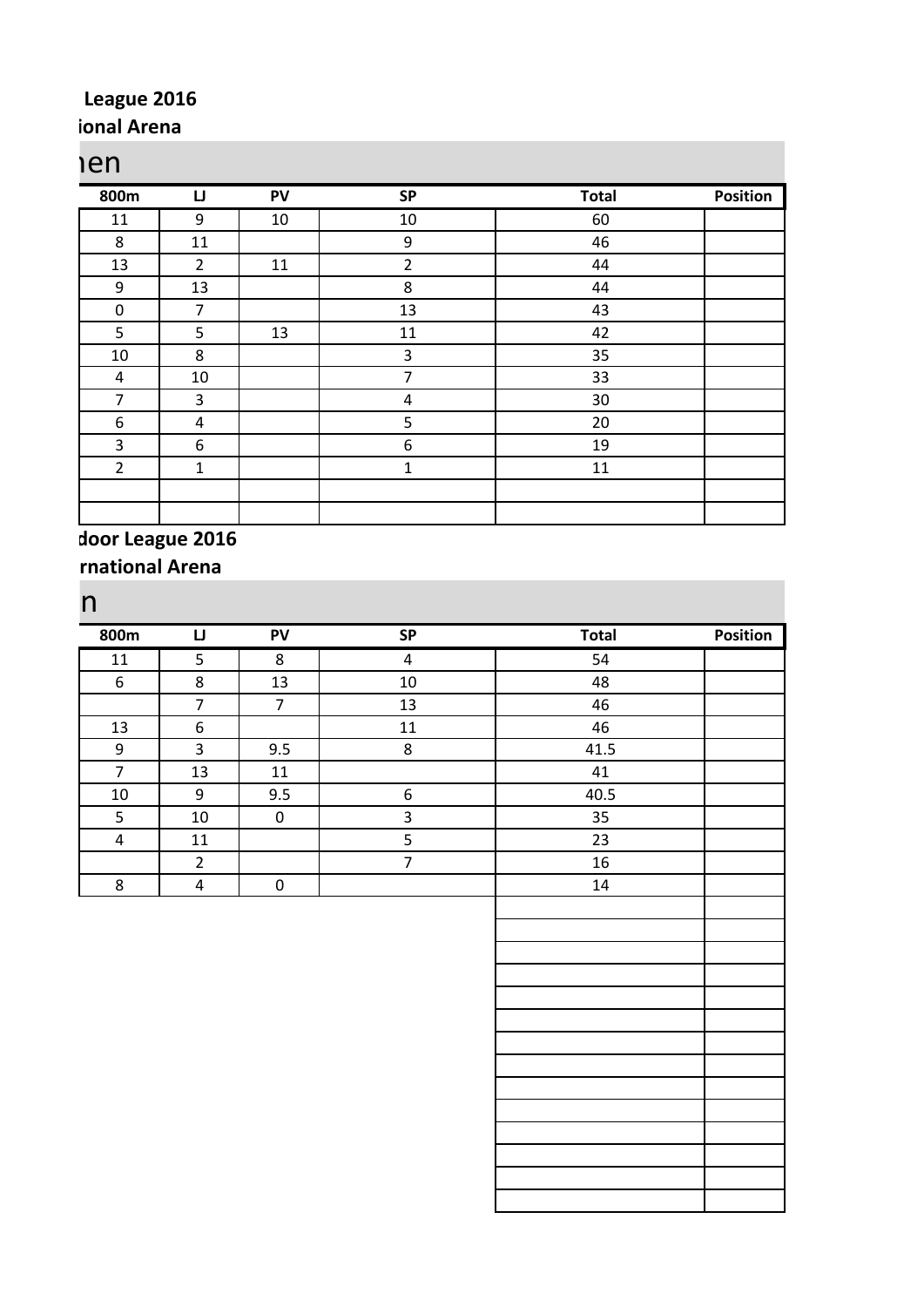League 2016
ional Arena

## ıen

| 800m | LJ | PV | SP | Total | Position |
|---|---|---|---|---|---|
| 11 | 9 | 10 | 10 | 60 | |
| 8 | 11 | | 9 | 46 | |
| 13 | 2 | 11 | 2 | 44 | |
| 9 | 13 | | 8 | 44 | |
| 0 | 7 | | 13 | 43 | |
| 5 | 5 | 13 | 11 | 42 | |
| 10 | 8 | | 3 | 35 | |
| 4 | 10 | | 7 | 33 | |
| 7 | 3 | | 4 | 30 | |
| 6 | 4 | | 5 | 20 | |
| 3 | 6 | | 6 | 19 | |
| 2 | 1 | | 1 | 11 | |
| | | | | | |
| | | | | | |

door League 2016
rnational Arena

## n

| 800m | LJ | PV | SP | Total | Position |
|---|---|---|---|---|---|
| 11 | 5 | 8 | 4 | 54 | |
| 6 | 8 | 13 | 10 | 48 | |
| | 7 | 7 | 13 | 46 | |
| 13 | 6 | | 11 | 46 | |
| 9 | 3 | 9.5 | 8 | 41.5 | |
| 7 | 13 | 11 | | 41 | |
| 10 | 9 | 9.5 | 6 | 40.5 | |
| 5 | 10 | 0 | 3 | 35 | |
| 4 | 11 | | 5 | 23 | |
| | 2 | | 7 | 16 | |
| 8 | 4 | 0 | | 14 | |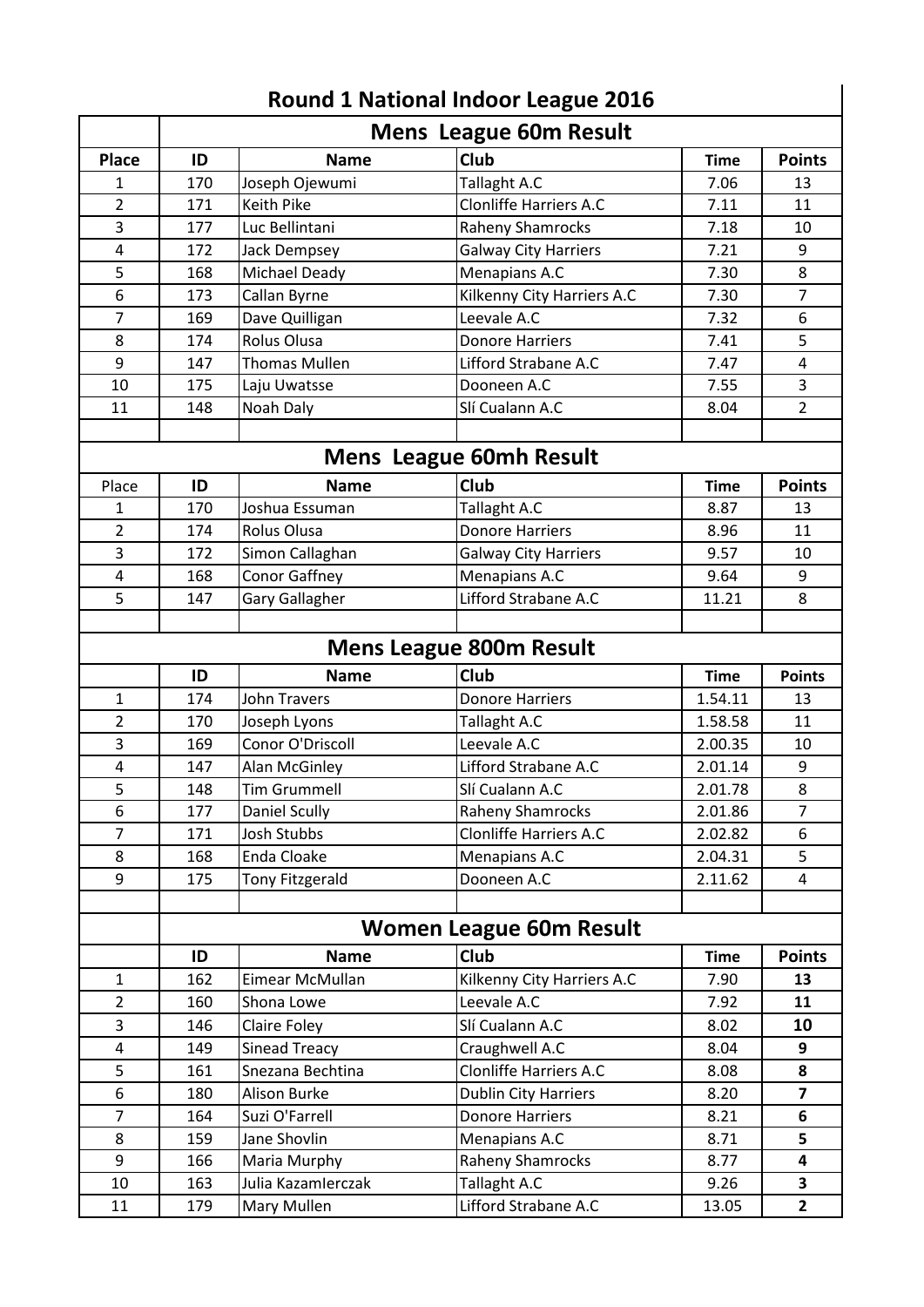# Round 1 National Indoor League 2016

## Mens League 60m Result

| Place | ID | Name | Club | Time | Points |
|---|---|---|---|---|---|
| 1 | 170 | Joseph Ojewumi | Tallaght A.C | 7.06 | 13 |
| 2 | 171 | Keith Pike | Clonliffe Harriers A.C | 7.11 | 11 |
| 3 | 177 | Luc Bellintani | Raheny Shamrocks | 7.18 | 10 |
| 4 | 172 | Jack Dempsey | Galway City Harriers | 7.21 | 9 |
| 5 | 168 | Michael Deady | Menapians A.C | 7.30 | 8 |
| 6 | 173 | Callan Byrne | Kilkenny City Harriers A.C | 7.30 | 7 |
| 7 | 169 | Dave Quilligan | Leevale A.C | 7.32 | 6 |
| 8 | 174 | Rolus Olusa | Donore Harriers | 7.41 | 5 |
| 9 | 147 | Thomas Mullen | Lifford Strabane A.C | 7.47 | 4 |
| 10 | 175 | Laju Uwatsse | Dooneen A.C | 7.55 | 3 |
| 11 | 148 | Noah Daly | Slí Cualann A.C | 8.04 | 2 |

## Mens League 60mh Result

| Place | ID | Name | Club | Time | Points |
|---|---|---|---|---|---|
| 1 | 170 | Joshua Essuman | Tallaght A.C | 8.87 | 13 |
| 2 | 174 | Rolus Olusa | Donore Harriers | 8.96 | 11 |
| 3 | 172 | Simon Callaghan | Galway City Harriers | 9.57 | 10 |
| 4 | 168 | Conor Gaffney | Menapians A.C | 9.64 | 9 |
| 5 | 147 | Gary Gallagher | Lifford Strabane A.C | 11.21 | 8 |

## Mens League 800m Result

| | ID | Name | Club | Time | Points |
|---|---|---|---|---|---|
| 1 | 174 | John Travers | Donore Harriers | 1.54.11 | 13 |
| 2 | 170 | Joseph Lyons | Tallaght A.C | 1.58.58 | 11 |
| 3 | 169 | Conor O'Driscoll | Leevale A.C | 2.00.35 | 10 |
| 4 | 147 | Alan McGinley | Lifford Strabane A.C | 2.01.14 | 9 |
| 5 | 148 | Tim Grummell | Slí Cualann A.C | 2.01.78 | 8 |
| 6 | 177 | Daniel Scully | Raheny Shamrocks | 2.01.86 | 7 |
| 7 | 171 | Josh Stubbs | Clonliffe Harriers A.C | 2.02.82 | 6 |
| 8 | 168 | Enda Cloake | Menapians A.C | 2.04.31 | 5 |
| 9 | 175 | Tony Fitzgerald | Dooneen A.C | 2.11.62 | 4 |

## Women League 60m Result

| | ID | Name | Club | Time | Points |
|---|---|---|---|---|---|
| 1 | 162 | Eimear McMullan | Kilkenny City Harriers A.C | 7.90 | **13** |
| 2 | 160 | Shona Lowe | Leevale A.C | 7.92 | **11** |
| 3 | 146 | Claire Foley | Slí Cualann A.C | 8.02 | **10** |
| 4 | 149 | Sinead Treacy | Craughwell A.C | 8.04 | **9** |
| 5 | 161 | Snezana Bechtina | Clonliffe Harriers A.C | 8.08 | **8** |
| 6 | 180 | Alison Burke | Dublin City Harriers | 8.20 | **7** |
| 7 | 164 | Suzi O'Farrell | Donore Harriers | 8.21 | **6** |
| 8 | 159 | Jane Shovlin | Menapians A.C | 8.71 | **5** |
| 9 | 166 | Maria Murphy | Raheny Shamrocks | 8.77 | **4** |
| 10 | 163 | Julia Kazamlerczak | Tallaght A.C | 9.26 | **3** |
| 11 | 179 | Mary Mullen | Lifford Strabane A.C | 13.05 | **2** |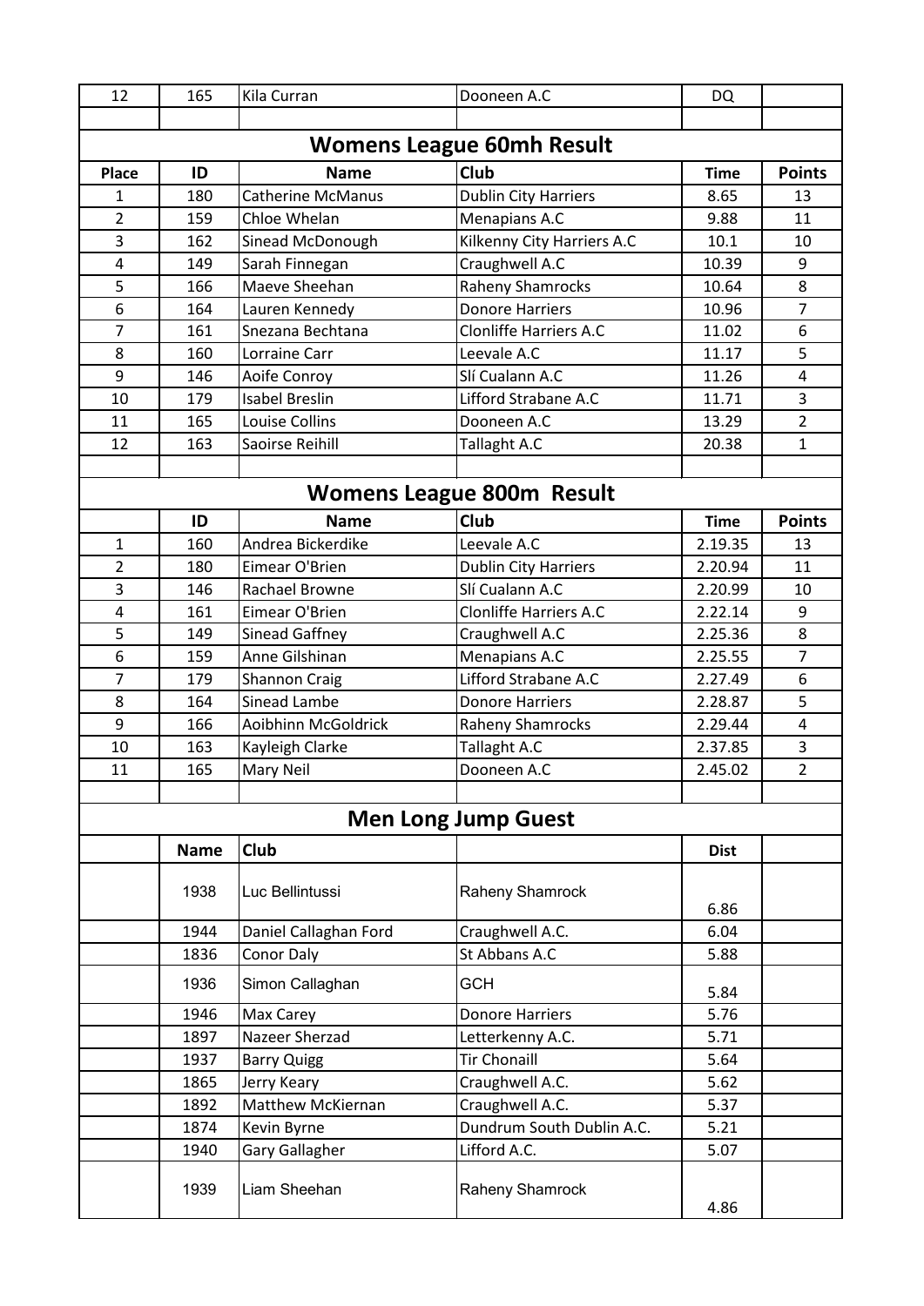| 12 | 165 | Kila Curran | Dooneen A.C | DQ | |
|---|---|---|---|---|---|

## Womens League 60mh Result

| Place | ID | Name | Club | Time | Points |
|---|---|---|---|---|---|
| 1 | 180 | Catherine McManus | Dublin City Harriers | 8.65 | 13 |
| 2 | 159 | Chloe Whelan | Menapians A.C | 9.88 | 11 |
| 3 | 162 | Sinead McDonough | Kilkenny City Harriers A.C | 10.1 | 10 |
| 4 | 149 | Sarah Finnegan | Craughwell A.C | 10.39 | 9 |
| 5 | 166 | Maeve Sheehan | Raheny Shamrocks | 10.64 | 8 |
| 6 | 164 | Lauren Kennedy | Donore Harriers | 10.96 | 7 |
| 7 | 161 | Snezana Bechtana | Clonliffe Harriers A.C | 11.02 | 6 |
| 8 | 160 | Lorraine Carr | Leevale A.C | 11.17 | 5 |
| 9 | 146 | Aoife Conroy | Slí Cualann A.C | 11.26 | 4 |
| 10 | 179 | Isabel Breslin | Lifford Strabane A.C | 11.71 | 3 |
| 11 | 165 | Louise Collins | Dooneen A.C | 13.29 | 2 |
| 12 | 163 | Saoirse Reihill | Tallaght A.C | 20.38 | 1 |

## Womens League 800m Result

| | ID | Name | Club | Time | Points |
|---|---|---|---|---|---|
| 1 | 160 | Andrea Bickerdike | Leevale A.C | 2.19.35 | 13 |
| 2 | 180 | Eimear O'Brien | Dublin City Harriers | 2.20.94 | 11 |
| 3 | 146 | Rachael Browne | Slí Cualann A.C | 2.20.99 | 10 |
| 4 | 161 | Eimear O'Brien | Clonliffe Harriers A.C | 2.22.14 | 9 |
| 5 | 149 | Sinead Gaffney | Craughwell A.C | 2.25.36 | 8 |
| 6 | 159 | Anne Gilshinan | Menapians A.C | 2.25.55 | 7 |
| 7 | 179 | Shannon Craig | Lifford Strabane A.C | 2.27.49 | 6 |
| 8 | 164 | Sinead Lambe | Donore Harriers | 2.28.87 | 5 |
| 9 | 166 | Aoibhinn McGoldrick | Raheny Shamrocks | 2.29.44 | 4 |
| 10 | 163 | Kayleigh Clarke | Tallaght A.C | 2.37.85 | 3 |
| 11 | 165 | Mary Neil | Dooneen A.C | 2.45.02 | 2 |

## Men Long Jump Guest

| | Name | Club | | Dist | |
|---|---|---|---|---|---|
| | 1938 | Luc Bellintussi | Raheny Shamrock | 6.86 | |
| | 1944 | Daniel Callaghan Ford | Craughwell A.C. | 6.04 | |
| | 1836 | Conor Daly | St Abbans A.C | 5.88 | |
| | 1936 | Simon Callaghan | GCH | 5.84 | |
| | 1946 | Max Carey | Donore Harriers | 5.76 | |
| | 1897 | Nazeer Sherzad | Letterkenny A.C. | 5.71 | |
| | 1937 | Barry Quigg | Tir Chonaill | 5.64 | |
| | 1865 | Jerry Keary | Craughwell A.C. | 5.62 | |
| | 1892 | Matthew McKiernan | Craughwell A.C. | 5.37 | |
| | 1874 | Kevin Byrne | Dundrum South Dublin A.C. | 5.21 | |
| | 1940 | Gary Gallagher | Lifford A.C. | 5.07 | |
| | 1939 | Liam Sheehan | Raheny Shamrock | 4.86 | |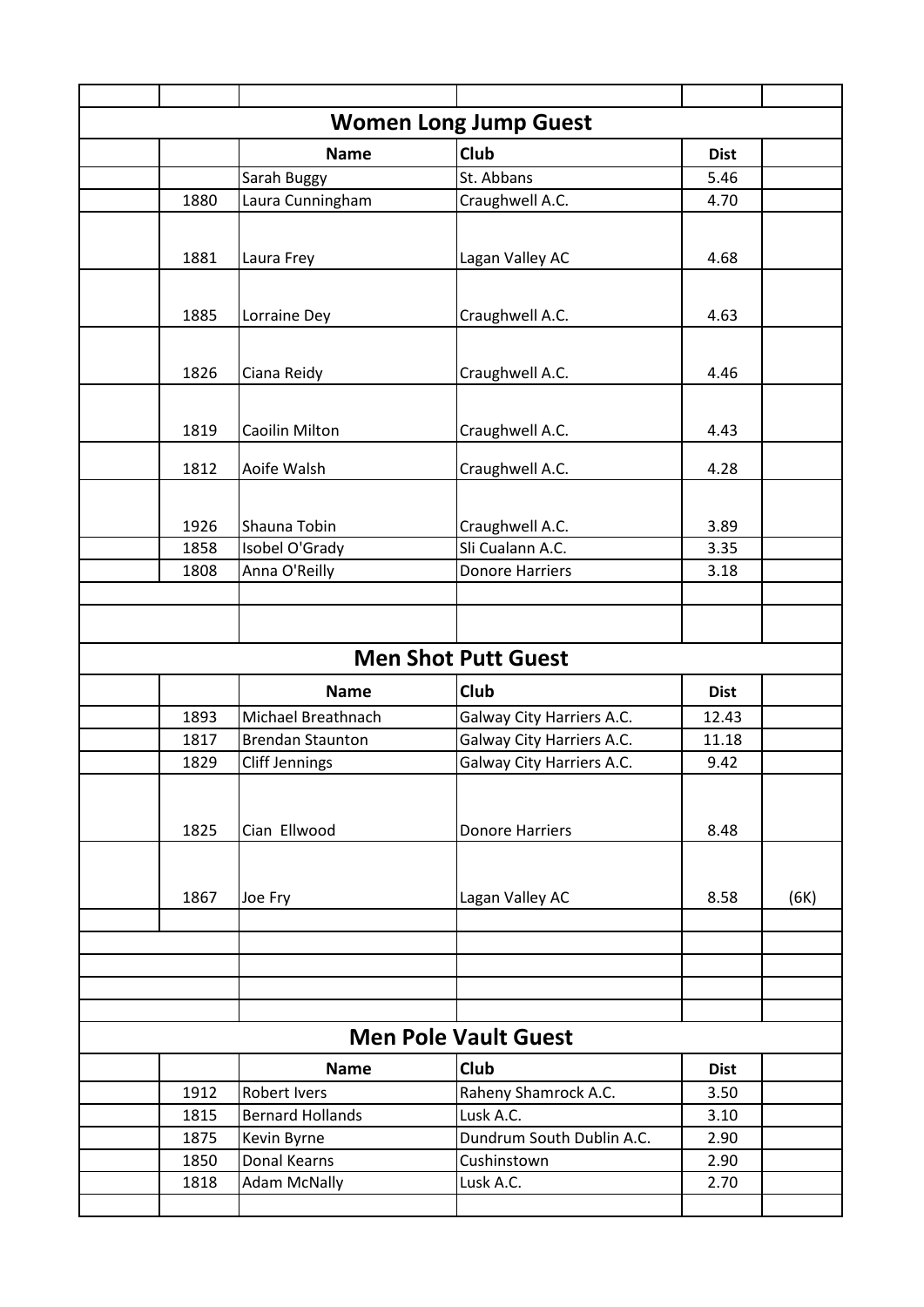## Women Long Jump Guest

| | | Name | Club | Dist | |
|---|---|---|---|---|---|
| | | Sarah Buggy | St. Abbans | 5.46 | |
| | 1880 | Laura Cunningham | Craughwell A.C. | 4.70 | |
| | 1881 | Laura Frey | Lagan Valley AC | 4.68 | |
| | 1885 | Lorraine Dey | Craughwell A.C. | 4.63 | |
| | 1826 | Ciana Reidy | Craughwell A.C. | 4.46 | |
| | 1819 | Caoilin Milton | Craughwell A.C. | 4.43 | |
| | 1812 | Aoife Walsh | Craughwell A.C. | 4.28 | |
| | 1926 | Shauna Tobin | Craughwell A.C. | 3.89 | |
| | 1858 | Isobel O'Grady | Sli Cualann A.C. | 3.35 | |
| | 1808 | Anna O'Reilly | Donore Harriers | 3.18 | |

## Men Shot Putt Guest

| | | Name | Club | Dist | |
|---|---|---|---|---|---|
| | 1893 | Michael Breathnach | Galway City Harriers A.C. | 12.43 | |
| | 1817 | Brendan Staunton | Galway City Harriers A.C. | 11.18 | |
| | 1829 | Cliff Jennings | Galway City Harriers A.C. | 9.42 | |
| | 1825 | Cian Ellwood | Donore Harriers | 8.48 | |
| | 1867 | Joe Fry | Lagan Valley AC | 8.58 | (6K) |

## Men Pole Vault Guest

| | | Name | Club | Dist | |
|---|---|---|---|---|---|
| | 1912 | Robert Ivers | Raheny Shamrock A.C. | 3.50 | |
| | 1815 | Bernard Hollands | Lusk A.C. | 3.10 | |
| | 1875 | Kevin Byrne | Dundrum South Dublin A.C. | 2.90 | |
| | 1850 | Donal Kearns | Cushinstown | 2.90 | |
| | 1818 | Adam McNally | Lusk A.C. | 2.70 | |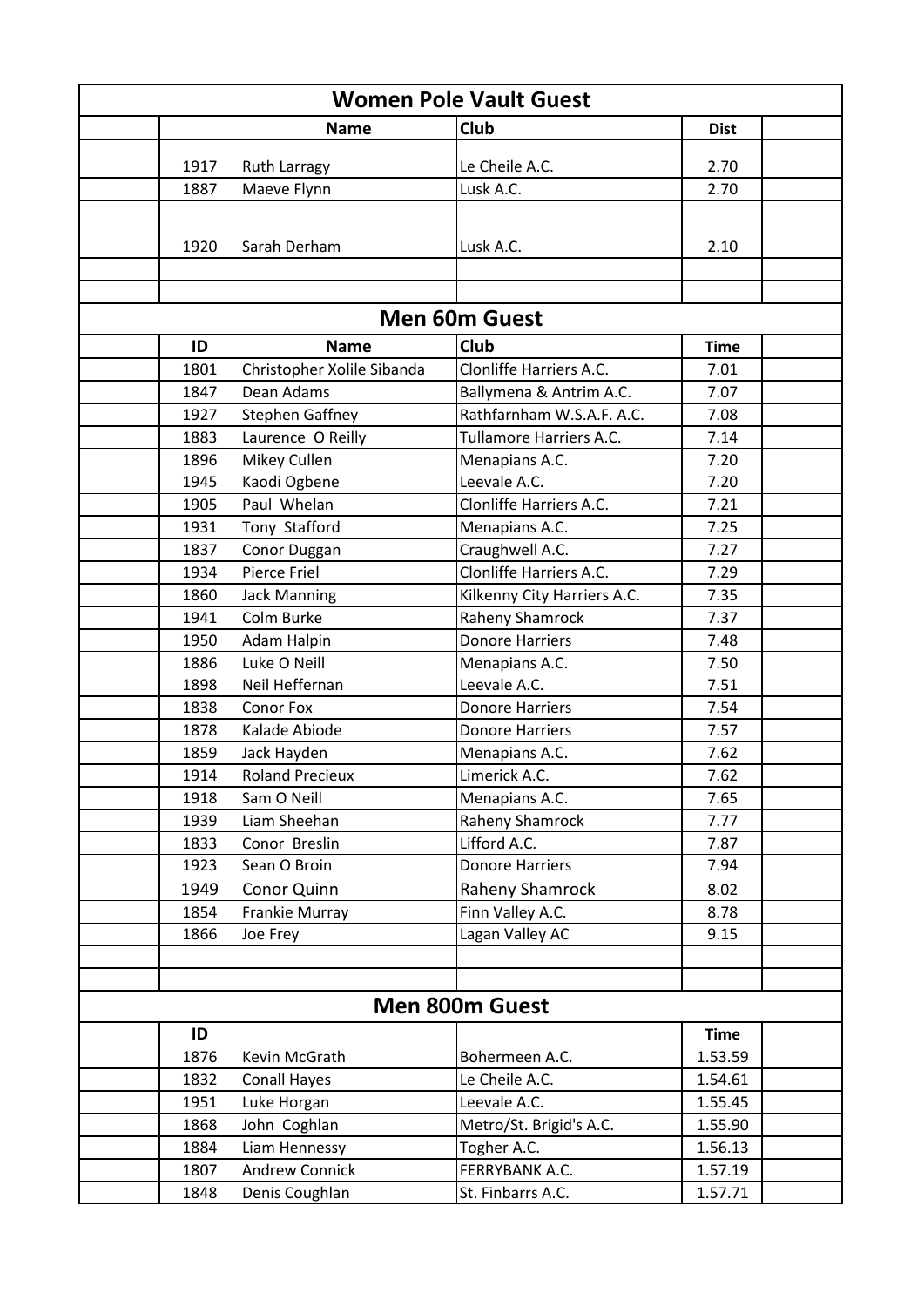## Women Pole Vault Guest

| | | Name | Club | Dist | |
|---|---|---|---|---|---|
| | 1917 | Ruth Larragy | Le Cheile A.C. | 2.70 | |
| | 1887 | Maeve Flynn | Lusk A.C. | 2.70 | |
| | 1920 | Sarah Derham | Lusk A.C. | 2.10 | |
| | | | | | |
| | | | | | |

## Men 60m Guest

| | ID | Name | Club | Time | |
|---|---|---|---|---|---|
| | 1801 | Christopher Xolile Sibanda | Clonliffe Harriers A.C. | 7.01 | |
| | 1847 | Dean Adams | Ballymena & Antrim A.C. | 7.07 | |
| | 1927 | Stephen Gaffney | Rathfarnham W.S.A.F. A.C. | 7.08 | |
| | 1883 | Laurence O Reilly | Tullamore Harriers A.C. | 7.14 | |
| | 1896 | Mikey Cullen | Menapians A.C. | 7.20 | |
| | 1945 | Kaodi Ogbene | Leevale A.C. | 7.20 | |
| | 1905 | Paul Whelan | Clonliffe Harriers A.C. | 7.21 | |
| | 1931 | Tony Stafford | Menapians A.C. | 7.25 | |
| | 1837 | Conor Duggan | Craughwell A.C. | 7.27 | |
| | 1934 | Pierce Friel | Clonliffe Harriers A.C. | 7.29 | |
| | 1860 | Jack Manning | Kilkenny City Harriers A.C. | 7.35 | |
| | 1941 | Colm Burke | Raheny Shamrock | 7.37 | |
| | 1950 | Adam Halpin | Donore Harriers | 7.48 | |
| | 1886 | Luke O Neill | Menapians A.C. | 7.50 | |
| | 1898 | Neil Heffernan | Leevale A.C. | 7.51 | |
| | 1838 | Conor Fox | Donore Harriers | 7.54 | |
| | 1878 | Kalade Abiode | Donore Harriers | 7.57 | |
| | 1859 | Jack Hayden | Menapians A.C. | 7.62 | |
| | 1914 | Roland Precieux | Limerick A.C. | 7.62 | |
| | 1918 | Sam O Neill | Menapians A.C. | 7.65 | |
| | 1939 | Liam Sheehan | Raheny Shamrock | 7.77 | |
| | 1833 | Conor Breslin | Lifford A.C. | 7.87 | |
| | 1923 | Sean O Broin | Donore Harriers | 7.94 | |
| | 1949 | Conor Quinn | Raheny Shamrock | 8.02 | |
| | 1854 | Frankie Murray | Finn Valley A.C. | 8.78 | |
| | 1866 | Joe Frey | Lagan Valley AC | 9.15 | |
| | | | | | |
| | | | | | |

## Men 800m Guest

| | ID | | | Time | |
|---|---|---|---|---|---|
| | 1876 | Kevin McGrath | Bohermeen A.C. | 1.53.59 | |
| | 1832 | Conall Hayes | Le Cheile A.C. | 1.54.61 | |
| | 1951 | Luke Horgan | Leevale A.C. | 1.55.45 | |
| | 1868 | John Coghlan | Metro/St. Brigid's A.C. | 1.55.90 | |
| | 1884 | Liam Hennessy | Togher A.C. | 1.56.13 | |
| | 1807 | Andrew Connick | FERRYBANK A.C. | 1.57.19 | |
| | 1848 | Denis Coughlan | St. Finbarrs A.C. | 1.57.71 | |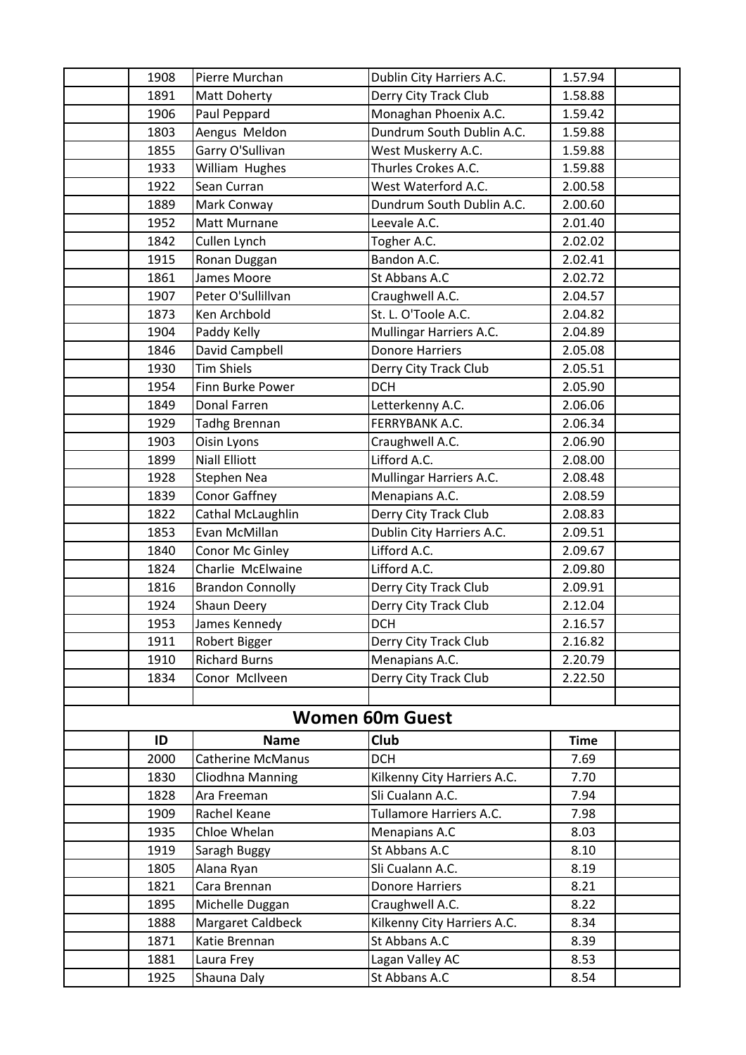| | | | | |
|---|---|---|---|---|
| 1908 | Pierre Murchan | Dublin City Harriers A.C. | 1.57.94 | |
| 1891 | Matt Doherty | Derry City Track Club | 1.58.88 | |
| 1906 | Paul Peppard | Monaghan Phoenix A.C. | 1.59.42 | |
| 1803 | Aengus Meldon | Dundrum South Dublin A.C. | 1.59.88 | |
| 1855 | Garry O'Sullivan | West Muskerry A.C. | 1.59.88 | |
| 1933 | William Hughes | Thurles Crokes A.C. | 1.59.88 | |
| 1922 | Sean Curran | West Waterford A.C. | 2.00.58 | |
| 1889 | Mark Conway | Dundrum South Dublin A.C. | 2.00.60 | |
| 1952 | Matt Murnane | Leevale A.C. | 2.01.40 | |
| 1842 | Cullen Lynch | Togher A.C. | 2.02.02 | |
| 1915 | Ronan Duggan | Bandon A.C. | 2.02.41 | |
| 1861 | James Moore | St Abbans A.C | 2.02.72 | |
| 1907 | Peter O'Sullillvan | Craughwell A.C. | 2.04.57 | |
| 1873 | Ken Archbold | St. L. O'Toole A.C. | 2.04.82 | |
| 1904 | Paddy Kelly | Mullingar Harriers A.C. | 2.04.89 | |
| 1846 | David Campbell | Donore Harriers | 2.05.08 | |
| 1930 | Tim Shiels | Derry City Track Club | 2.05.51 | |
| 1954 | Finn Burke Power | DCH | 2.05.90 | |
| 1849 | Donal Farren | Letterkenny A.C. | 2.06.06 | |
| 1929 | Tadhg Brennan | FERRYBANK A.C. | 2.06.34 | |
| 1903 | Oisin Lyons | Craughwell A.C. | 2.06.90 | |
| 1899 | Niall Elliott | Lifford A.C. | 2.08.00 | |
| 1928 | Stephen Nea | Mullingar Harriers A.C. | 2.08.48 | |
| 1839 | Conor Gaffney | Menapians A.C. | 2.08.59 | |
| 1822 | Cathal McLaughlin | Derry City Track Club | 2.08.83 | |
| 1853 | Evan McMillan | Dublin City Harriers A.C. | 2.09.51 | |
| 1840 | Conor Mc Ginley | Lifford A.C. | 2.09.67 | |
| 1824 | Charlie McElwaine | Lifford A.C. | 2.09.80 | |
| 1816 | Brandon Connolly | Derry City Track Club | 2.09.91 | |
| 1924 | Shaun Deery | Derry City Track Club | 2.12.04 | |
| 1953 | James Kennedy | DCH | 2.16.57 | |
| 1911 | Robert Bigger | Derry City Track Club | 2.16.82 | |
| 1910 | Richard Burns | Menapians A.C. | 2.20.79 | |
| 1834 | Conor McIlveen | Derry City Track Club | 2.22.50 | |

## Women 60m Guest

| ID | Name | Club | Time | |
|---|---|---|---|---|
| 2000 | Catherine McManus | DCH | 7.69 | |
| 1830 | Cliodhna Manning | Kilkenny City Harriers A.C. | 7.70 | |
| 1828 | Ara Freeman | Sli Cualann A.C. | 7.94 | |
| 1909 | Rachel Keane | Tullamore Harriers A.C. | 7.98 | |
| 1935 | Chloe Whelan | Menapians A.C | 8.03 | |
| 1919 | Saragh Buggy | St Abbans A.C | 8.10 | |
| 1805 | Alana Ryan | Sli Cualann A.C. | 8.19 | |
| 1821 | Cara Brennan | Donore Harriers | 8.21 | |
| 1895 | Michelle Duggan | Craughwell A.C. | 8.22 | |
| 1888 | Margaret Caldbeck | Kilkenny City Harriers A.C. | 8.34 | |
| 1871 | Katie Brennan | St Abbans A.C | 8.39 | |
| 1881 | Laura Frey | Lagan Valley AC | 8.53 | |
| 1925 | Shauna Daly | St Abbans A.C | 8.54 | |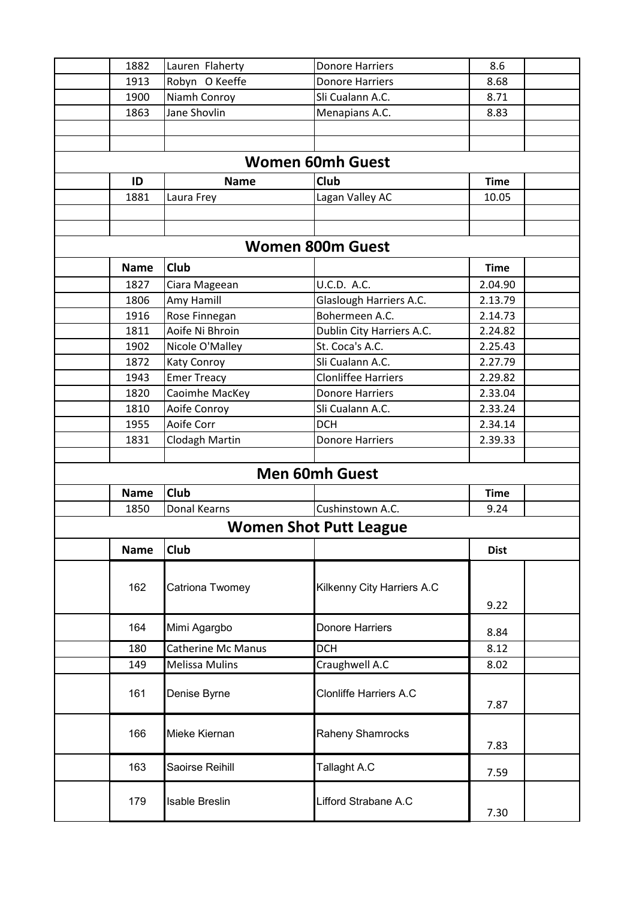| | | | | |
|---|---|---|---|---|
| | 1882 | Lauren Flaherty | Donore Harriers | 8.6 |
| | 1913 | Robyn O Keeffe | Donore Harriers | 8.68 |
| | 1900 | Niamh Conroy | Sli Cualann A.C. | 8.71 |
| | 1863 | Jane Shovlin | Menapians A.C. | 8.83 |

## Women 60mh Guest

| | ID | Name | Club | Time | |
|---|---|---|---|---|---|
| | 1881 | Laura Frey | Lagan Valley AC | 10.05 | |

## Women 800m Guest

| | Name | Club | | Time | |
|---|---|---|---|---|---|
| | 1827 | Ciara Mageean | U.C.D. A.C. | 2.04.90 | |
| | 1806 | Amy Hamill | Glaslough Harriers A.C. | 2.13.79 | |
| | 1916 | Rose Finnegan | Bohermeen A.C. | 2.14.73 | |
| | 1811 | Aoife Ni Bhroin | Dublin City Harriers A.C. | 2.24.82 | |
| | 1902 | Nicole O'Malley | St. Coca's A.C. | 2.25.43 | |
| | 1872 | Katy Conroy | Sli Cualann A.C. | 2.27.79 | |
| | 1943 | Emer Treacy | Clonliffee Harriers | 2.29.82 | |
| | 1820 | Caoimhe MacKey | Donore Harriers | 2.33.04 | |
| | 1810 | Aoife Conroy | Sli Cualann A.C. | 2.33.24 | |
| | 1955 | Aoife Corr | DCH | 2.34.14 | |
| | 1831 | Clodagh Martin | Donore Harriers | 2.39.33 | |

## Men 60mh Guest

| | Name | Club | | Time | |
|---|---|---|---|---|---|
| | 1850 | Donal Kearns | Cushinstown A.C. | 9.24 | |

## Women Shot Putt League

| | Name | Club | | Dist | |
|---|---|---|---|---|---|
| | 162 | Catriona Twomey | Kilkenny City Harriers A.C | 9.22 | |
| | 164 | Mimi Agargbo | Donore Harriers | 8.84 | |
| | 180 | Catherine Mc Manus | DCH | 8.12 | |
| | 149 | Melissa Mulins | Craughwell A.C | 8.02 | |
| | 161 | Denise Byrne | Clonliffe Harriers A.C | 7.87 | |
| | 166 | Mieke Kiernan | Raheny Shamrocks | 7.83 | |
| | 163 | Saoirse Reihill | Tallaght A.C | 7.59 | |
| | 179 | Isable Breslin | Lifford Strabane A.C | 7.30 | |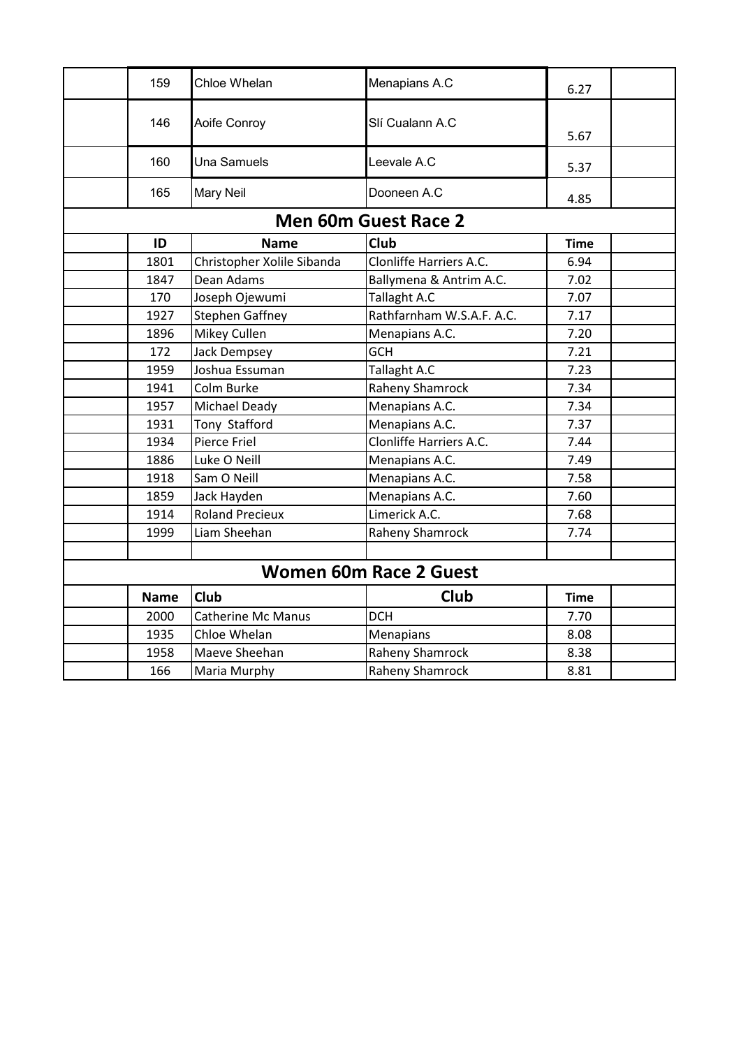| | ID | Name | Club | Time | |
|---|---|---|---|---|---|
| | 159 | Chloe Whelan | Menapians A.C | 6.27 | |
| | 146 | Aoife Conroy | Slí Cualann A.C | 5.67 | |
| | 160 | Una Samuels | Leevale A.C | 5.37 | |
| | 165 | Mary Neil | Dooneen A.C | 4.85 | |

## Men 60m Guest Race 2

| | ID | Name | Club | Time | |
|---|---|---|---|---|---|
| | 1801 | Christopher Xolile Sibanda | Clonliffe Harriers A.C. | 6.94 | |
| | 1847 | Dean Adams | Ballymena & Antrim A.C. | 7.02 | |
| | 170 | Joseph Ojewumi | Tallaght A.C | 7.07 | |
| | 1927 | Stephen Gaffney | Rathfarnham W.S.A.F. A.C. | 7.17 | |
| | 1896 | Mikey Cullen | Menapians A.C. | 7.20 | |
| | 172 | Jack Dempsey | GCH | 7.21 | |
| | 1959 | Joshua Essuman | Tallaght A.C | 7.23 | |
| | 1941 | Colm Burke | Raheny Shamrock | 7.34 | |
| | 1957 | Michael Deady | Menapians A.C. | 7.34 | |
| | 1931 | Tony Stafford | Menapians A.C. | 7.37 | |
| | 1934 | Pierce Friel | Clonliffe Harriers A.C. | 7.44 | |
| | 1886 | Luke O Neill | Menapians A.C. | 7.49 | |
| | 1918 | Sam O Neill | Menapians A.C. | 7.58 | |
| | 1859 | Jack Hayden | Menapians A.C. | 7.60 | |
| | 1914 | Roland Precieux | Limerick A.C. | 7.68 | |
| | 1999 | Liam Sheehan | Raheny Shamrock | 7.74 | |
| | | | | | |

## Women 60m Race 2 Guest

| | Name | Club | Club | Time | |
|---|---|---|---|---|---|
| | 2000 | Catherine Mc Manus | DCH | 7.70 | |
| | 1935 | Chloe Whelan | Menapians | 8.08 | |
| | 1958 | Maeve Sheehan | Raheny Shamrock | 8.38 | |
| | 166 | Maria Murphy | Raheny Shamrock | 8.81 | |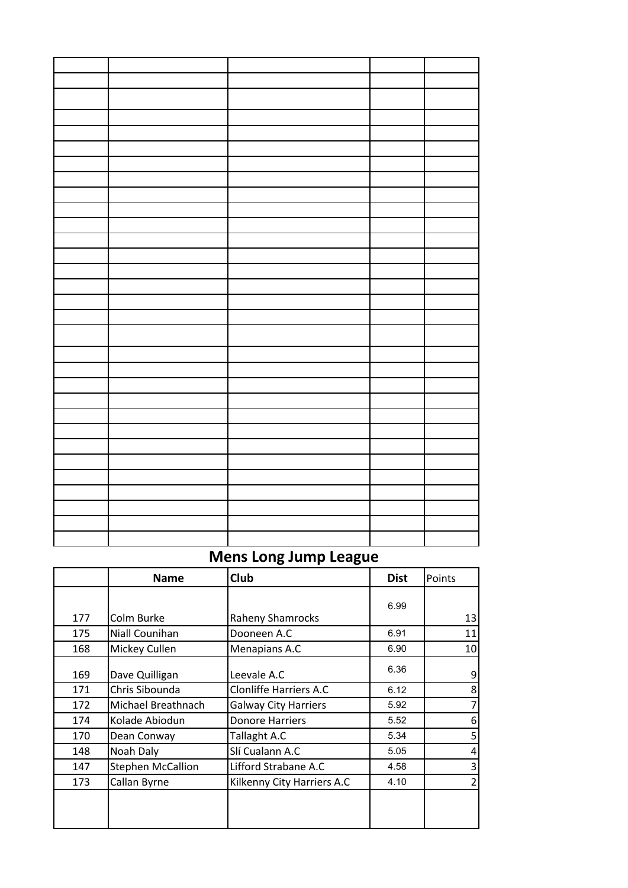## Mens Long Jump League

| | Name | Club | Dist | Points |
|---|---|---|---|---|
| 177 | Colm Burke | Raheny Shamrocks | 6.99 | 13 |
| 175 | Niall Counihan | Dooneen A.C | 6.91 | 11 |
| 168 | Mickey Cullen | Menapians A.C | 6.90 | 10 |
| 169 | Dave Quilligan | Leevale A.C | 6.36 | 9 |
| 171 | Chris Sibounda | Clonliffe Harriers A.C | 6.12 | 8 |
| 172 | Michael Breathnach | Galway City Harriers | 5.92 | 7 |
| 174 | Kolade Abiodun | Donore Harriers | 5.52 | 6 |
| 170 | Dean Conway | Tallaght A.C | 5.34 | 5 |
| 148 | Noah Daly | Slí Cualann A.C | 5.05 | 4 |
| 147 | Stephen McCallion | Lifford Strabane A.C | 4.58 | 3 |
| 173 | Callan Byrne | Kilkenny City Harriers A.C | 4.10 | 2 |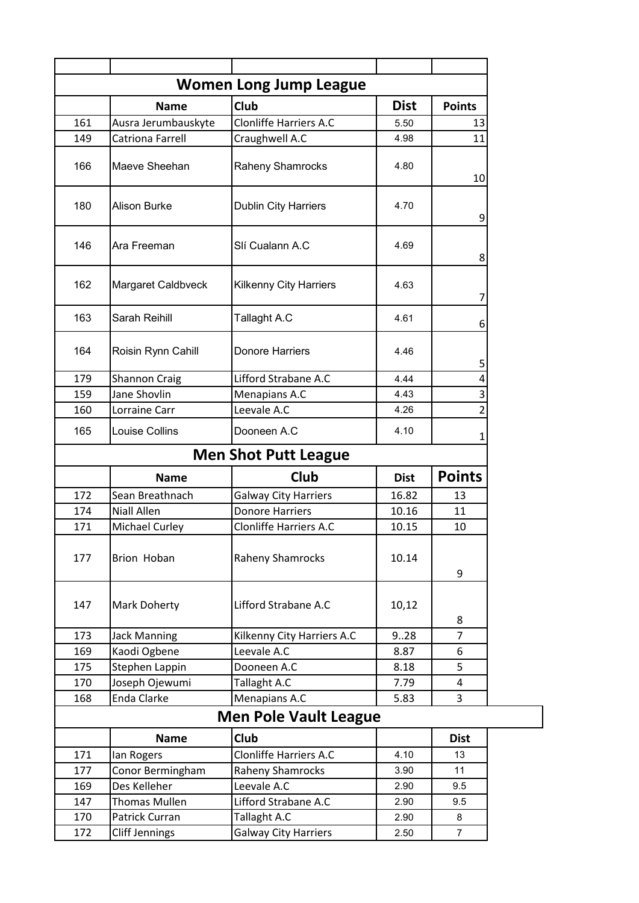## Women Long Jump League

| | Name | Club | Dist | Points |
|---|---|---|---|---|
| 161 | Ausra Jerumbauskyte | Clonliffe Harriers A.C | 5.50 | 13 |
| 149 | Catriona Farrell | Craughwell A.C | 4.98 | 11 |
| 166 | Maeve Sheehan | Raheny Shamrocks | 4.80 | 10 |
| 180 | Alison Burke | Dublin City Harriers | 4.70 | 9 |
| 146 | Ara Freeman | Slí Cualann A.C | 4.69 | 8 |
| 162 | Margaret Caldbveck | Kilkenny City Harriers | 4.63 | 7 |
| 163 | Sarah Reihill | Tallaght A.C | 4.61 | 6 |
| 164 | Roisin Rynn Cahill | Donore Harriers | 4.46 | 5 |
| 179 | Shannon Craig | Lifford Strabane A.C | 4.44 | 4 |
| 159 | Jane Shovlin | Menapians A.C | 4.43 | 3 |
| 160 | Lorraine Carr | Leevale A.C | 4.26 | 2 |
| 165 | Louise Collins | Dooneen A.C | 4.10 | 1 |

## Men Shot Putt League

| | Name | Club | Dist | Points |
|---|---|---|---|---|
| 172 | Sean Breathnach | Galway City Harriers | 16.82 | 13 |
| 174 | Niall Allen | Donore Harriers | 10.16 | 11 |
| 171 | Michael Curley | Clonliffe Harriers A.C | 10.15 | 10 |
| 177 | Brion Hoban | Raheny Shamrocks | 10.14 | 9 |
| 147 | Mark Doherty | Lifford Strabane A.C | 10,12 | 8 |
| 173 | Jack Manning | Kilkenny City Harriers A.C | 9..28 | 7 |
| 169 | Kaodi Ogbene | Leevale A.C | 8.87 | 6 |
| 175 | Stephen Lappin | Dooneen A.C | 8.18 | 5 |
| 170 | Joseph Ojewumi | Tallaght A.C | 7.79 | 4 |
| 168 | Enda Clarke | Menapians A.C | 5.83 | 3 |

## Men Pole Vault League

| | Name | Club | | Dist |
|---|---|---|---|---|
| 171 | Ian Rogers | Clonliffe Harriers A.C | 4.10 | 13 |
| 177 | Conor Bermingham | Raheny Shamrocks | 3.90 | 11 |
| 169 | Des Kelleher | Leevale A.C | 2.90 | 9.5 |
| 147 | Thomas Mullen | Lifford Strabane A.C | 2.90 | 9.5 |
| 170 | Patrick Curran | Tallaght A.C | 2.90 | 8 |
| 172 | Cliff Jennings | Galway City Harriers | 2.50 | 7 |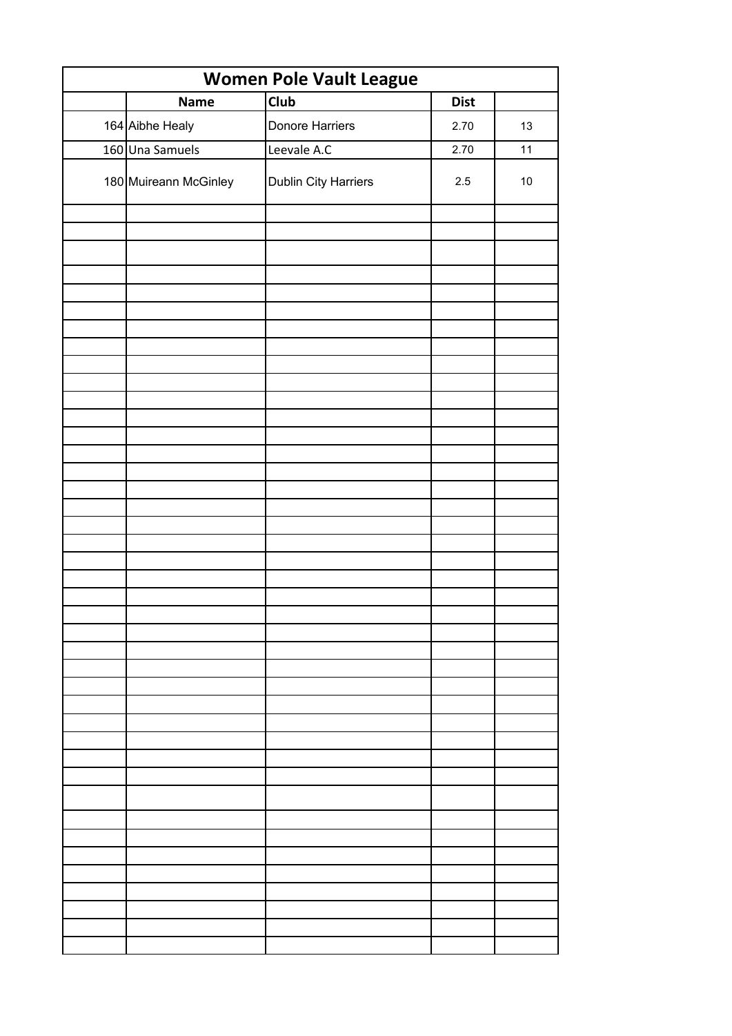# Women Pole Vault League

| | Name | Club | Dist | |
|---|---|---|---|---|
| 164 | Aibhe Healy | Donore Harriers | 2.70 | 13 |
| 160 | Una Samuels | Leevale A.C | 2.70 | 11 |
| 180 | Muireann McGinley | Dublin City Harriers | 2.5 | 10 |